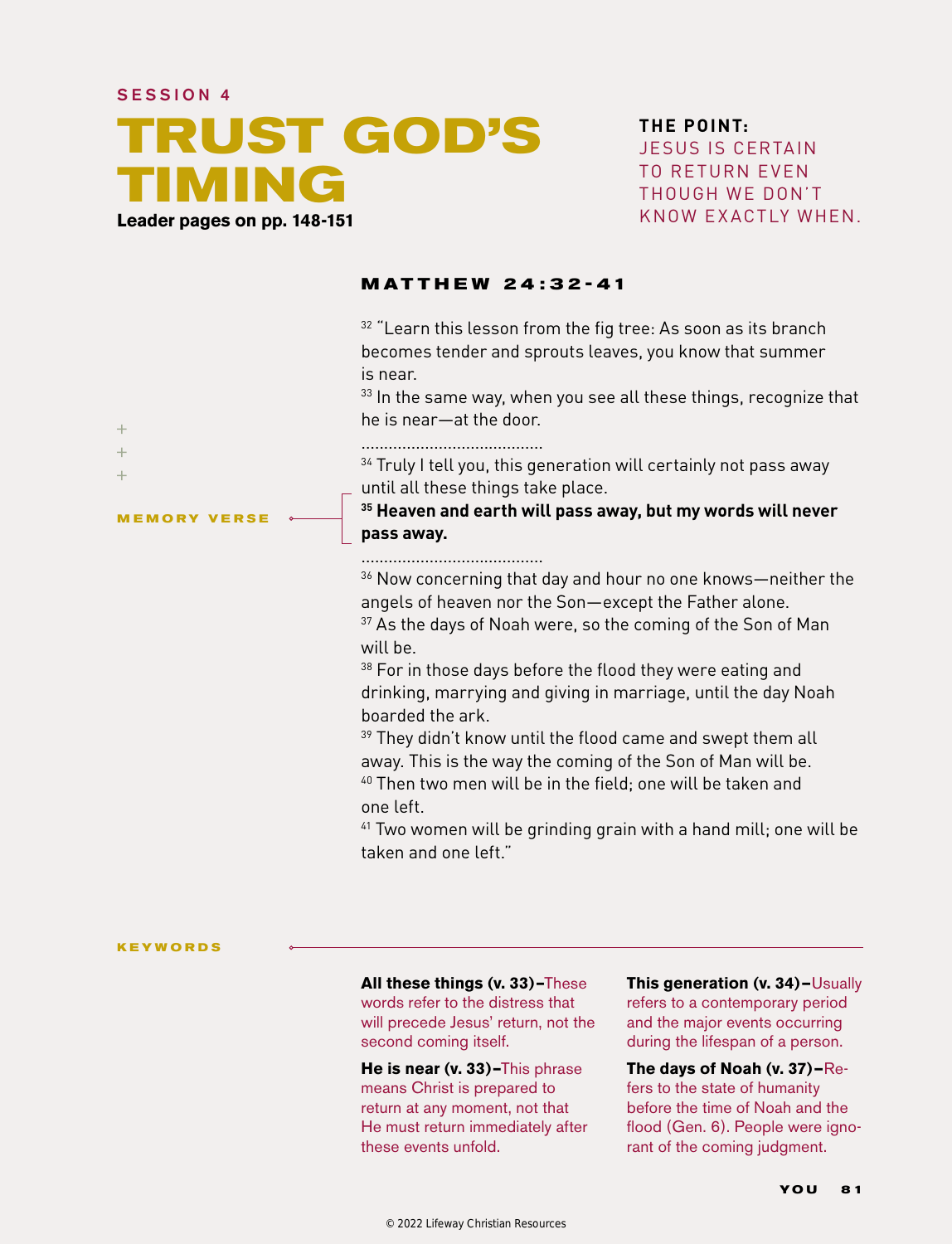SESSION 4

# TRUST GOD'S TIMING

**Leader pages on pp. 148-151**

**THE POINT:**
JESUS IS CERTAIN TO RETURN EVEN THOUGH WE DON'T KNOW EXACTLY WHEN.

## MATTHEW 24:32-41

32 "Learn this lesson from the fig tree: As soon as its branch becomes tender and sprouts leaves, you know that summer is near.
33 In the same way, when you see all these things, recognize that he is near—at the door.
34 Truly I tell you, this generation will certainly not pass away until all these things take place.

MEMORY VERSE

**35 Heaven and earth will pass away, but my words will never pass away.**

36 Now concerning that day and hour no one knows—neither the angels of heaven nor the Son—except the Father alone.
37 As the days of Noah were, so the coming of the Son of Man will be.
38 For in those days before the flood they were eating and drinking, marrying and giving in marriage, until the day Noah boarded the ark.
39 They didn't know until the flood came and swept them all away. This is the way the coming of the Son of Man will be.
40 Then two men will be in the field; one will be taken and one left.
41 Two women will be grinding grain with a hand mill; one will be taken and one left."

KEYWORDS

**All these things (v. 33)–**These words refer to the distress that will precede Jesus' return, not the second coming itself.

**He is near (v. 33)–**This phrase means Christ is prepared to return at any moment, not that He must return immediately after these events unfold.

**This generation (v. 34)–**Usually refers to a contemporary period and the major events occurring during the lifespan of a person.

**The days of Noah (v. 37)–**Refers to the state of humanity before the time of Noah and the flood (Gen. 6). People were ignorant of the coming judgment.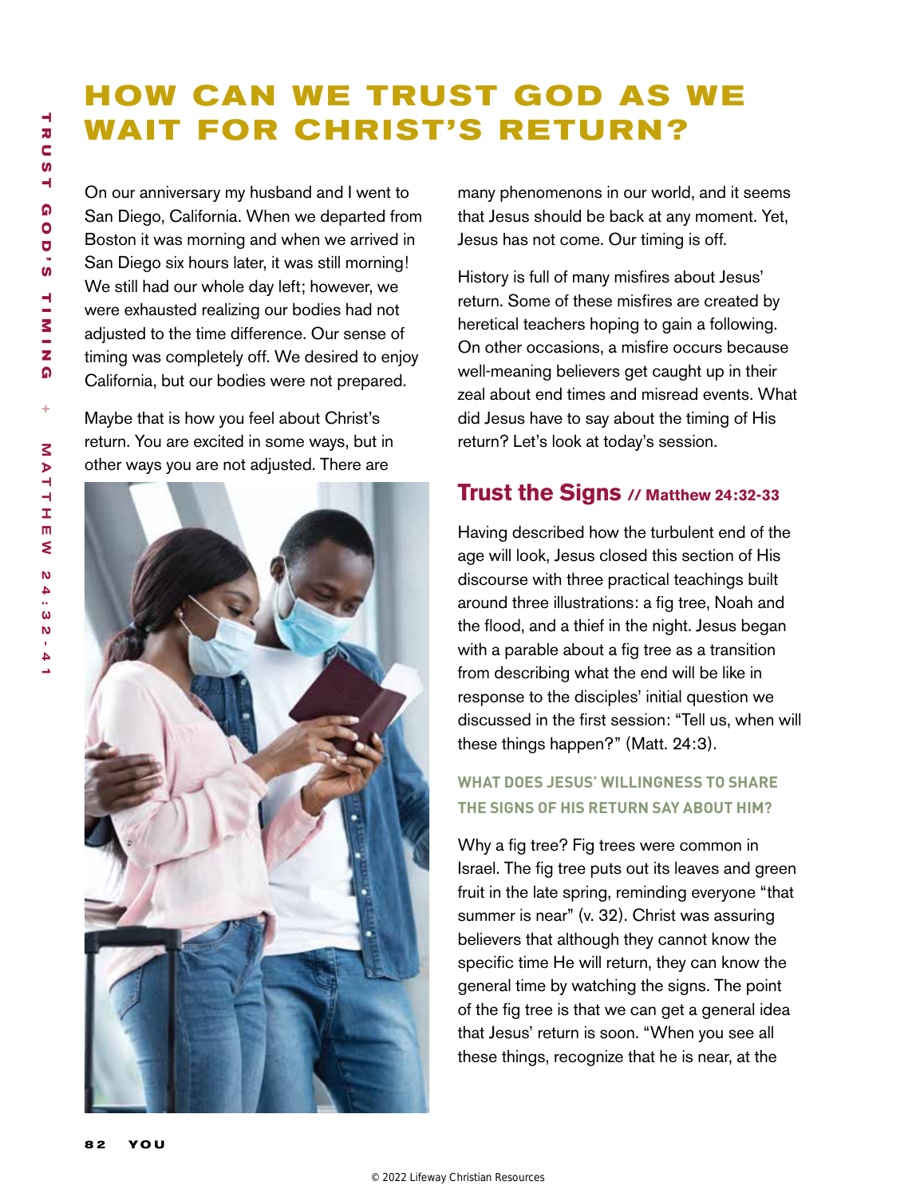# HOW CAN WE TRUST GOD AS WE WAIT FOR CHRIST'S RETURN?

On our anniversary my husband and I went to San Diego, California. When we departed from Boston it was morning and when we arrived in San Diego six hours later, it was still morning! We still had our whole day left; however, we were exhausted realizing our bodies had not adjusted to the time difference. Our sense of timing was completely off. We desired to enjoy California, but our bodies were not prepared.

Maybe that is how you feel about Christ's return. You are excited in some ways, but in other ways you are not adjusted. There are many phenomenons in our world, and it seems that Jesus should be back at any moment. Yet, Jesus has not come. Our timing is off.

History is full of many misfires about Jesus' return. Some of these misfires are created by heretical teachers hoping to gain a following. On other occasions, a misfire occurs because well-meaning believers get caught up in their zeal about end times and misread events. What did Jesus have to say about the timing of His return? Let's look at today's session.

## Trust the Signs // Matthew 24:32-33

Having described how the turbulent end of the age will look, Jesus closed this section of His discourse with three practical teachings built around three illustrations: a fig tree, Noah and the flood, and a thief in the night. Jesus began with a parable about a fig tree as a transition from describing what the end will be like in response to the disciples' initial question we discussed in the first session: "Tell us, when will these things happen?" (Matt. 24:3).

### WHAT DOES JESUS' WILLINGNESS TO SHARE THE SIGNS OF HIS RETURN SAY ABOUT HIM?

Why a fig tree? Fig trees were common in Israel. The fig tree puts out its leaves and green fruit in the late spring, reminding everyone "that summer is near" (v. 32). Christ was assuring believers that although they cannot know the specific time He will return, they can know the general time by watching the signs. The point of the fig tree is that we can get a general idea that Jesus' return is soon. "When you see all these things, recognize that he is near, at the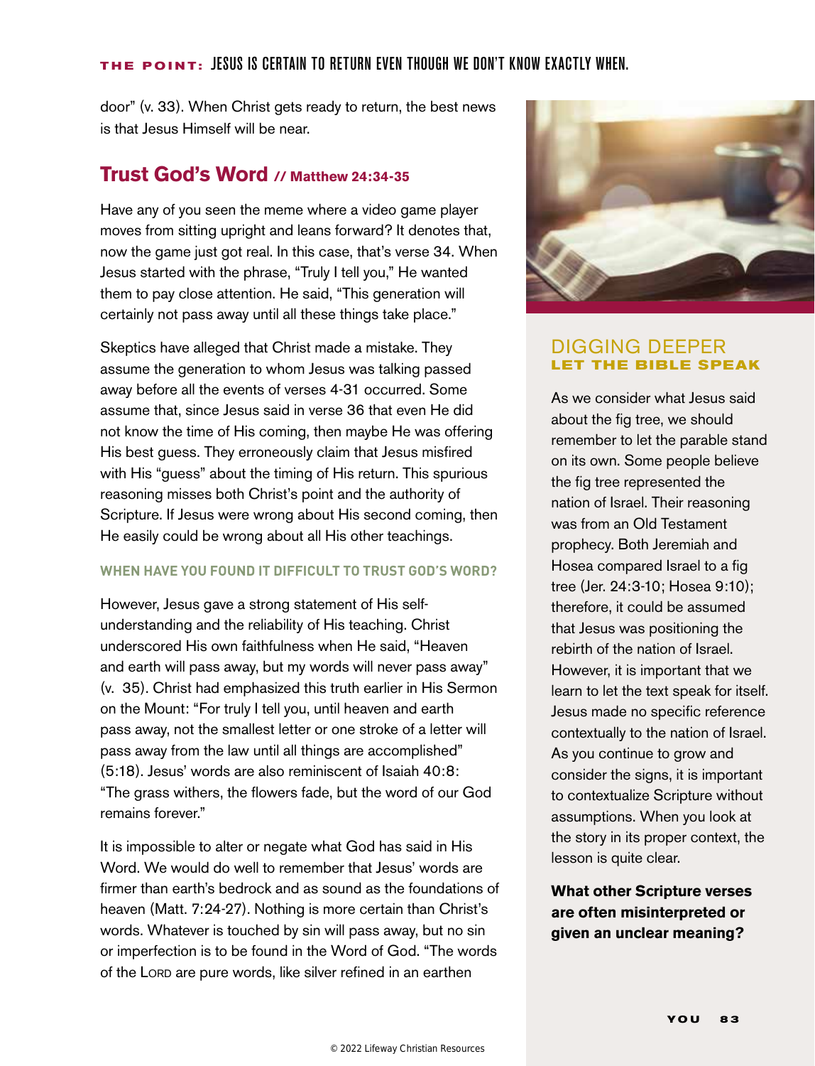door" (v. 33). When Christ gets ready to return, the best news is that Jesus Himself will be near.

## Trust God's Word // Matthew 24:34-35

Have any of you seen the meme where a video game player moves from sitting upright and leans forward? It denotes that, now the game just got real. In this case, that's verse 34. When Jesus started with the phrase, "Truly I tell you," He wanted them to pay close attention. He said, "This generation will certainly not pass away until all these things take place."

Skeptics have alleged that Christ made a mistake. They assume the generation to whom Jesus was talking passed away before all the events of verses 4-31 occurred. Some assume that, since Jesus said in verse 36 that even He did not know the time of His coming, then maybe He was offering His best guess. They erroneously claim that Jesus misfired with His "guess" about the timing of His return. This spurious reasoning misses both Christ's point and the authority of Scripture. If Jesus were wrong about His second coming, then He easily could be wrong about all His other teachings.

**WHEN HAVE YOU FOUND IT DIFFICULT TO TRUST GOD'S WORD?**

However, Jesus gave a strong statement of His self-understanding and the reliability of His teaching. Christ underscored His own faithfulness when He said, "Heaven and earth will pass away, but my words will never pass away" (v. 35). Christ had emphasized this truth earlier in His Sermon on the Mount: "For truly I tell you, until heaven and earth pass away, not the smallest letter or one stroke of a letter will pass away from the law until all things are accomplished" (5:18). Jesus' words are also reminiscent of Isaiah 40:8: "The grass withers, the flowers fade, but the word of our God remains forever."

It is impossible to alter or negate what God has said in His Word. We would do well to remember that Jesus' words are firmer than earth's bedrock and as sound as the foundations of heaven (Matt. 7:24-27). Nothing is more certain than Christ's words. Whatever is touched by sin will pass away, but no sin or imperfection is to be found in the Word of God. "The words of the LORD are pure words, like silver refined in an earthen

### DIGGING DEEPER
**LET THE BIBLE SPEAK**

As we consider what Jesus said about the fig tree, we should remember to let the parable stand on its own. Some people believe the fig tree represented the nation of Israel. Their reasoning was from an Old Testament prophecy. Both Jeremiah and Hosea compared Israel to a fig tree (Jer. 24:3-10; Hosea 9:10); therefore, it could be assumed that Jesus was positioning the rebirth of the nation of Israel. However, it is important that we learn to let the text speak for itself. Jesus made no specific reference contextually to the nation of Israel. As you continue to grow and consider the signs, it is important to contextualize Scripture without assumptions. When you look at the story in its proper context, the lesson is quite clear.

**What other Scripture verses are often misinterpreted or given an unclear meaning?**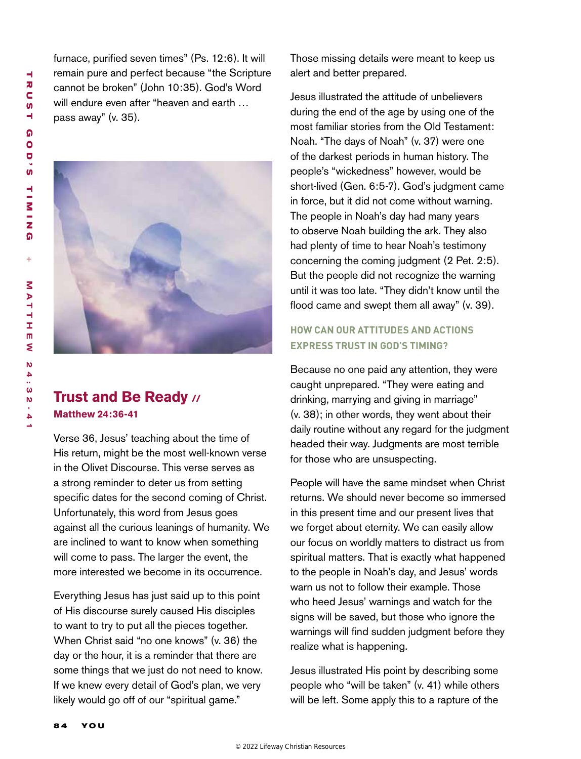furnace, purified seven times" (Ps. 12:6). It will remain pure and perfect because "the Scripture cannot be broken" (John 10:35). God's Word will endure even after "heaven and earth … pass away" (v. 35).

## Trust and Be Ready //

**Matthew 24:36-41**

Verse 36, Jesus' teaching about the time of His return, might be the most well-known verse in the Olivet Discourse. This verse serves as a strong reminder to deter us from setting specific dates for the second coming of Christ. Unfortunately, this word from Jesus goes against all the curious leanings of humanity. We are inclined to want to know when something will come to pass. The larger the event, the more interested we become in its occurrence.

Everything Jesus has just said up to this point of His discourse surely caused His disciples to want to try to put all the pieces together. When Christ said "no one knows" (v. 36) the day or the hour, it is a reminder that there are some things that we just do not need to know. If we knew every detail of God's plan, we very likely would go off of our "spiritual game." Those missing details were meant to keep us alert and better prepared.

Jesus illustrated the attitude of unbelievers during the end of the age by using one of the most familiar stories from the Old Testament: Noah. "The days of Noah" (v. 37) were one of the darkest periods in human history. The people's "wickedness" however, would be short-lived (Gen. 6:5-7). God's judgment came in force, but it did not come without warning. The people in Noah's day had many years to observe Noah building the ark. They also had plenty of time to hear Noah's testimony concerning the coming judgment (2 Pet. 2:5). But the people did not recognize the warning until it was too late. "They didn't know until the flood came and swept them all away" (v. 39).

### HOW CAN OUR ATTITUDES AND ACTIONS EXPRESS TRUST IN GOD'S TIMING?

Because no one paid any attention, they were caught unprepared. "They were eating and drinking, marrying and giving in marriage" (v. 38); in other words, they went about their daily routine without any regard for the judgment headed their way. Judgments are most terrible for those who are unsuspecting.

People will have the same mindset when Christ returns. We should never become so immersed in this present time and our present lives that we forget about eternity. We can easily allow our focus on worldly matters to distract us from spiritual matters. That is exactly what happened to the people in Noah's day, and Jesus' words warn us not to follow their example. Those who heed Jesus' warnings and watch for the signs will be saved, but those who ignore the warnings will find sudden judgment before they realize what is happening.

Jesus illustrated His point by describing some people who "will be taken" (v. 41) while others will be left. Some apply this to a rapture of the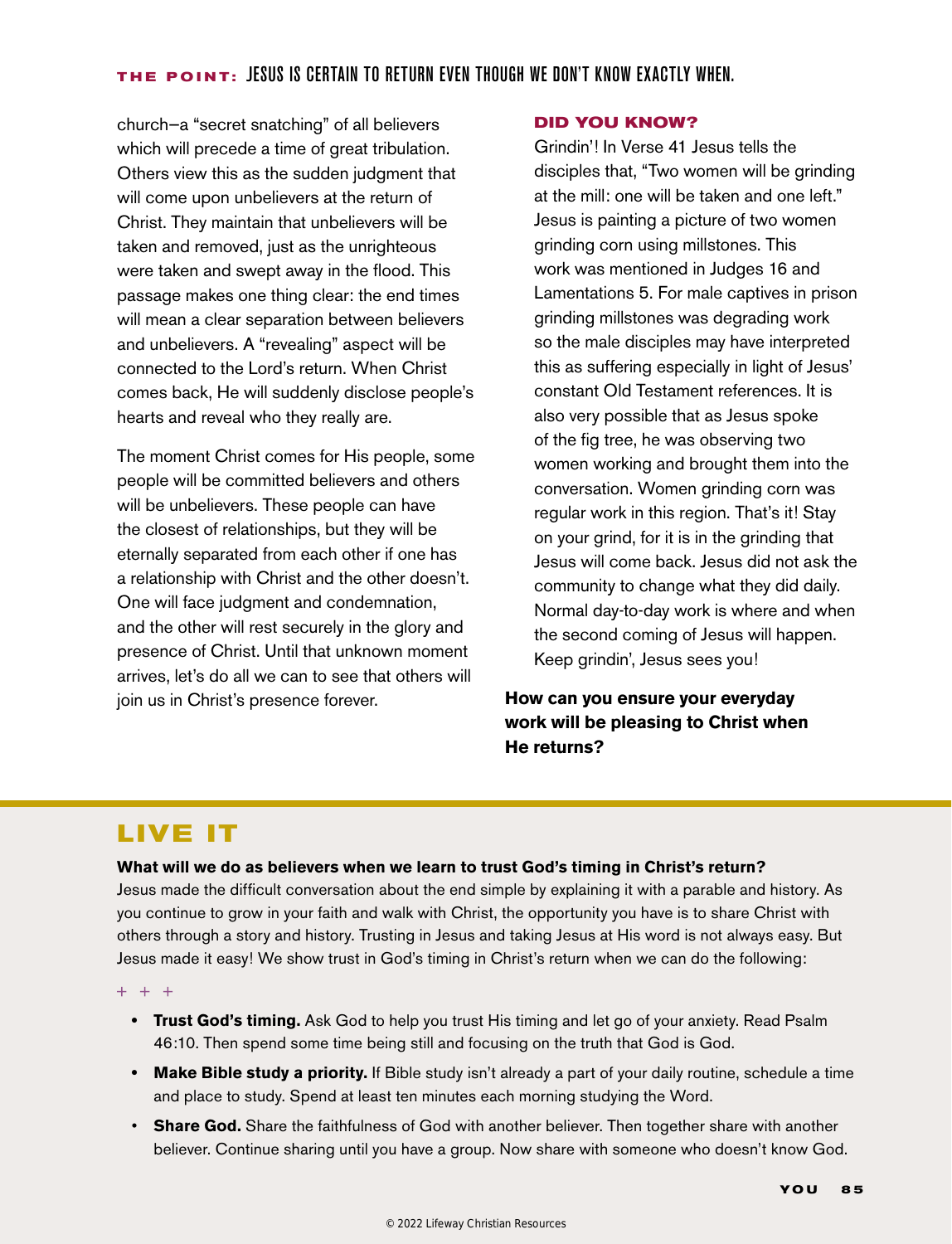church—a "secret snatching" of all believers which will precede a time of great tribulation. Others view this as the sudden judgment that will come upon unbelievers at the return of Christ. They maintain that unbelievers will be taken and removed, just as the unrighteous were taken and swept away in the flood. This passage makes one thing clear: the end times will mean a clear separation between believers and unbelievers. A "revealing" aspect will be connected to the Lord's return. When Christ comes back, He will suddenly disclose people's hearts and reveal who they really are.

The moment Christ comes for His people, some people will be committed believers and others will be unbelievers. These people can have the closest of relationships, but they will be eternally separated from each other if one has a relationship with Christ and the other doesn't. One will face judgment and condemnation, and the other will rest securely in the glory and presence of Christ. Until that unknown moment arrives, let's do all we can to see that others will join us in Christ's presence forever.

### DID YOU KNOW?

Grindin'! In Verse 41 Jesus tells the disciples that, "Two women will be grinding at the mill: one will be taken and one left." Jesus is painting a picture of two women grinding corn using millstones. This work was mentioned in Judges 16 and Lamentations 5. For male captives in prison grinding millstones was degrading work so the male disciples may have interpreted this as suffering especially in light of Jesus' constant Old Testament references. It is also very possible that as Jesus spoke of the fig tree, he was observing two women working and brought them into the conversation. Women grinding corn was regular work in this region. That's it! Stay on your grind, for it is in the grinding that Jesus will come back. Jesus did not ask the community to change what they did daily. Normal day-to-day work is where and when the second coming of Jesus will happen. Keep grindin', Jesus sees you!

**How can you ensure your everyday work will be pleasing to Christ when He returns?**

## LIVE IT

**What will we do as believers when we learn to trust God's timing in Christ's return?**

Jesus made the difficult conversation about the end simple by explaining it with a parable and history. As you continue to grow in your faith and walk with Christ, the opportunity you have is to share Christ with others through a story and history. Trusting in Jesus and taking Jesus at His word is not always easy. But Jesus made it easy! We show trust in God's timing in Christ's return when we can do the following:

- **Trust God's timing.** Ask God to help you trust His timing and let go of your anxiety. Read Psalm 46:10. Then spend some time being still and focusing on the truth that God is God.
- **Make Bible study a priority.** If Bible study isn't already a part of your daily routine, schedule a time and place to study. Spend at least ten minutes each morning studying the Word.
- **Share God.** Share the faithfulness of God with another believer. Then together share with another believer. Continue sharing until you have a group. Now share with someone who doesn't know God.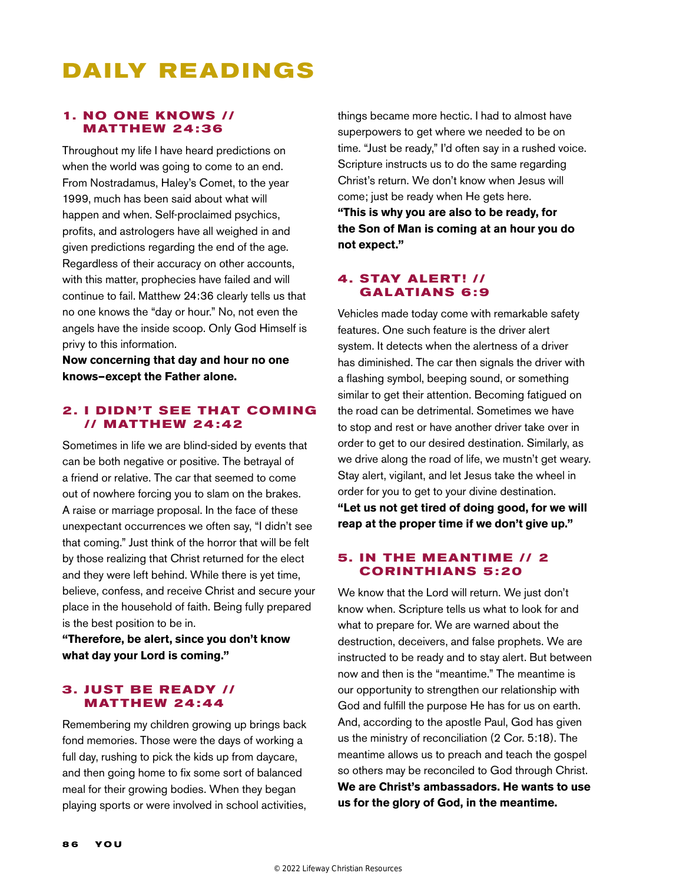# DAILY READINGS

### 1. NO ONE KNOWS // MATTHEW 24:36

Throughout my life I have heard predictions on when the world was going to come to an end. From Nostradamus, Haley's Comet, to the year 1999, much has been said about what will happen and when. Self-proclaimed psychics, profits, and astrologers have all weighed in and given predictions regarding the end of the age. Regardless of their accuracy on other accounts, with this matter, prophecies have failed and will continue to fail. Matthew 24:36 clearly tells us that no one knows the "day or hour." No, not even the angels have the inside scoop. Only God Himself is privy to this information.

**Now concerning that day and hour no one knows–except the Father alone.**

### 2. I DIDN'T SEE THAT COMING // MATTHEW 24:42

Sometimes in life we are blind-sided by events that can be both negative or positive. The betrayal of a friend or relative. The car that seemed to come out of nowhere forcing you to slam on the brakes. A raise or marriage proposal. In the face of these unexpectant occurrences we often say, "I didn't see that coming." Just think of the horror that will be felt by those realizing that Christ returned for the elect and they were left behind. While there is yet time, believe, confess, and receive Christ and secure your place in the household of faith. Being fully prepared is the best position to be in.

**"Therefore, be alert, since you don't know what day your Lord is coming."**

### 3. JUST BE READY // MATTHEW 24:44

Remembering my children growing up brings back fond memories. Those were the days of working a full day, rushing to pick the kids up from daycare, and then going home to fix some sort of balanced meal for their growing bodies. When they began playing sports or were involved in school activities, things became more hectic. I had to almost have superpowers to get where we needed to be on time. "Just be ready," I'd often say in a rushed voice. Scripture instructs us to do the same regarding Christ's return. We don't know when Jesus will come; just be ready when He gets here.

**"This is why you are also to be ready, for the Son of Man is coming at an hour you do not expect."**

### 4. STAY ALERT! // GALATIANS 6:9

Vehicles made today come with remarkable safety features. One such feature is the driver alert system. It detects when the alertness of a driver has diminished. The car then signals the driver with a flashing symbol, beeping sound, or something similar to get their attention. Becoming fatigued on the road can be detrimental. Sometimes we have to stop and rest or have another driver take over in order to get to our desired destination. Similarly, as we drive along the road of life, we mustn't get weary. Stay alert, vigilant, and let Jesus take the wheel in order for you to get to your divine destination.

**"Let us not get tired of doing good, for we will reap at the proper time if we don't give up."**

### 5. IN THE MEANTIME // 2 CORINTHIANS 5:20

We know that the Lord will return. We just don't know when. Scripture tells us what to look for and what to prepare for. We are warned about the destruction, deceivers, and false prophets. We are instructed to be ready and to stay alert. But between now and then is the "meantime." The meantime is our opportunity to strengthen our relationship with God and fulfill the purpose He has for us on earth. And, according to the apostle Paul, God has given us the ministry of reconciliation (2 Cor. 5:18). The meantime allows us to preach and teach the gospel so others may be reconciled to God through Christ.

**We are Christ's ambassadors. He wants to use us for the glory of God, in the meantime.**

© 2022 Lifeway Christian Resources